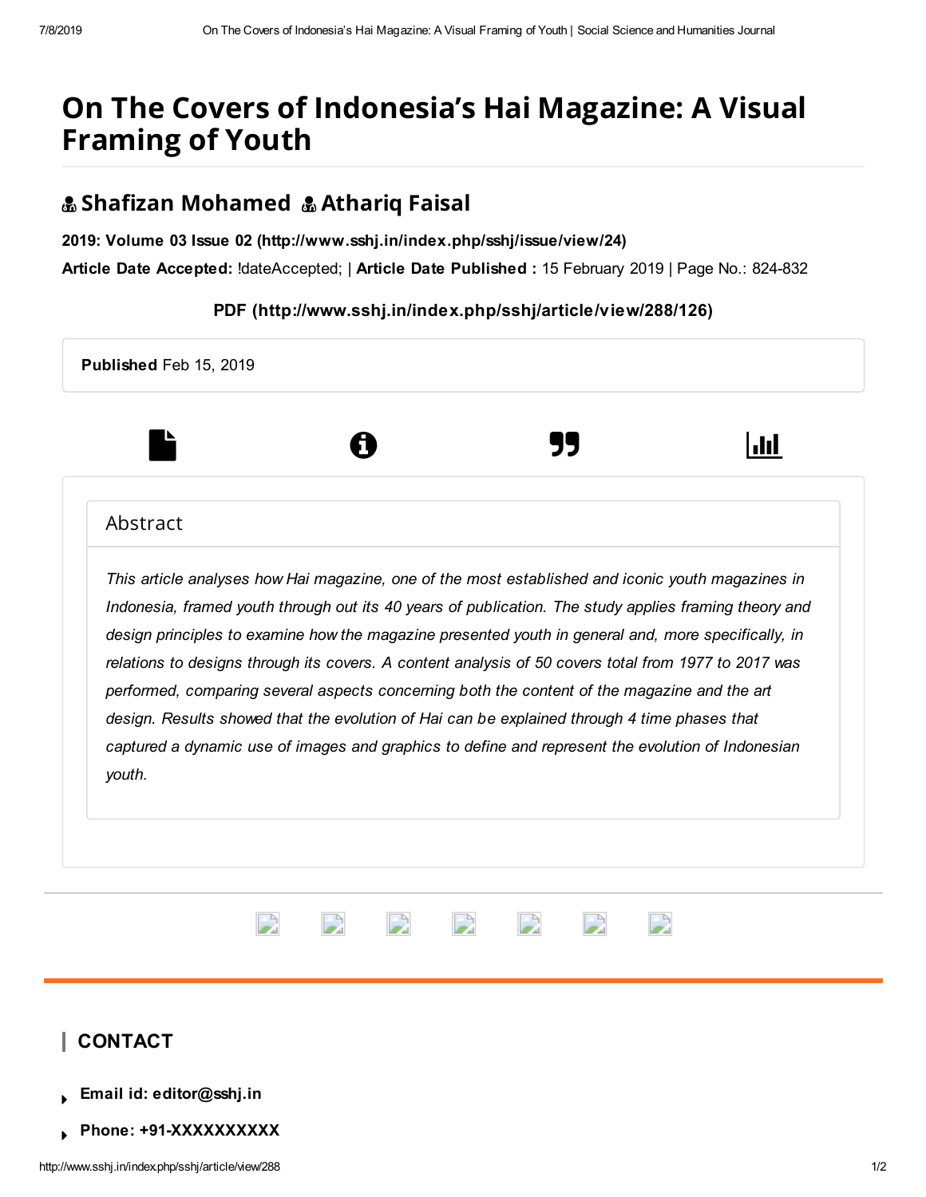# On The Covers of Indonesia's Hai Magazine: A Visual Framing of Youth

**Shafizan Mohamed** **Athariq Faisal**

**2019: Volume 03 Issue 02 (http://www.sshj.in/index.php/sshj/issue/view/24)**

**Article Date Accepted:** !dateAccepted; | **Article Date Published :** 15 February 2019 | Page No.: 824-832

**PDF (http://www.sshj.in/index.php/sshj/article/view/288/126)**

**Published** Feb 15, 2019

## Abstract

*This article analyses how Hai magazine, one of the most established and iconic youth magazines in Indonesia, framed youth through out its 40 years of publication. The study applies framing theory and design principles to examine how the magazine presented youth in general and, more specifically, in relations to designs through its covers. A content analysis of 50 covers total from 1977 to 2017 was performed, comparing several aspects concerning both the content of the magazine and the art design. Results showed that the evolution of Hai can be explained through 4 time phases that captured a dynamic use of images and graphics to define and represent the evolution of Indonesian youth.*

## CONTACT

- **Email id: editor@sshj.in**
- **Phone: +91-XXXXXXXXXX**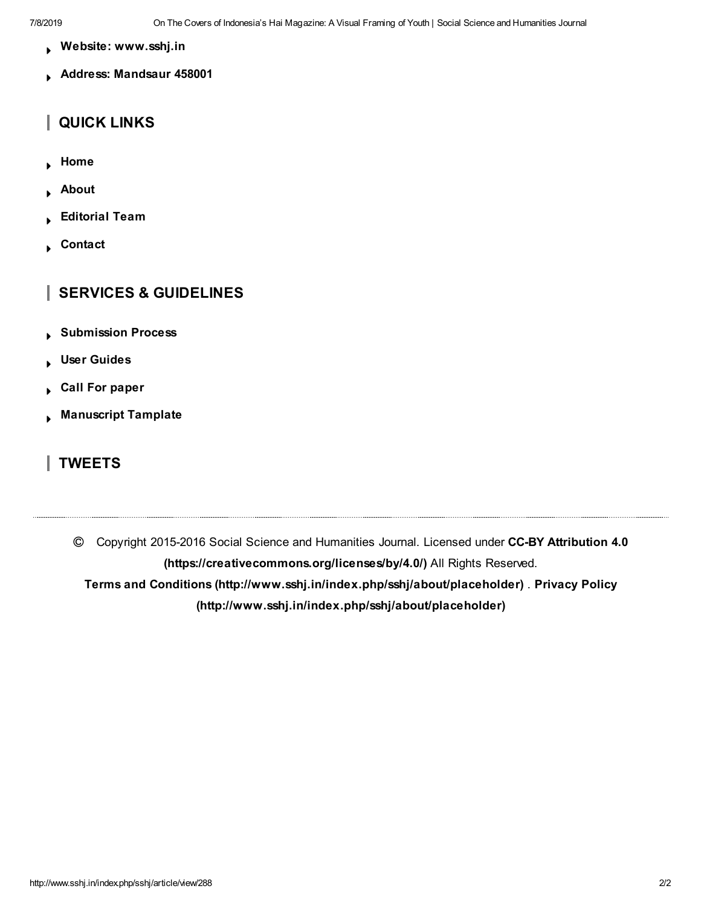- **Website: www.sshj.in**
- **Address: Mandsaur 458001**

## QUICK LINKS

- **Home**
- **About**
- **Editorial Team**
- **Contact**

## SERVICES & GUIDELINES

- **Submission Process**
- **User Guides**
- **Call For paper**
- **Manuscript Tamplate**

## TWEETS

---

© Copyright 2015-2016 Social Science and Humanities Journal. Licensed under **CC-BY Attribution 4.0 (https://creativecommons.org/licenses/by/4.0/)** All Rights Reserved.

**Terms and Conditions (http://www.sshj.in/index.php/sshj/about/placeholder)** . **Privacy Policy (http://www.sshj.in/index.php/sshj/about/placeholder)**